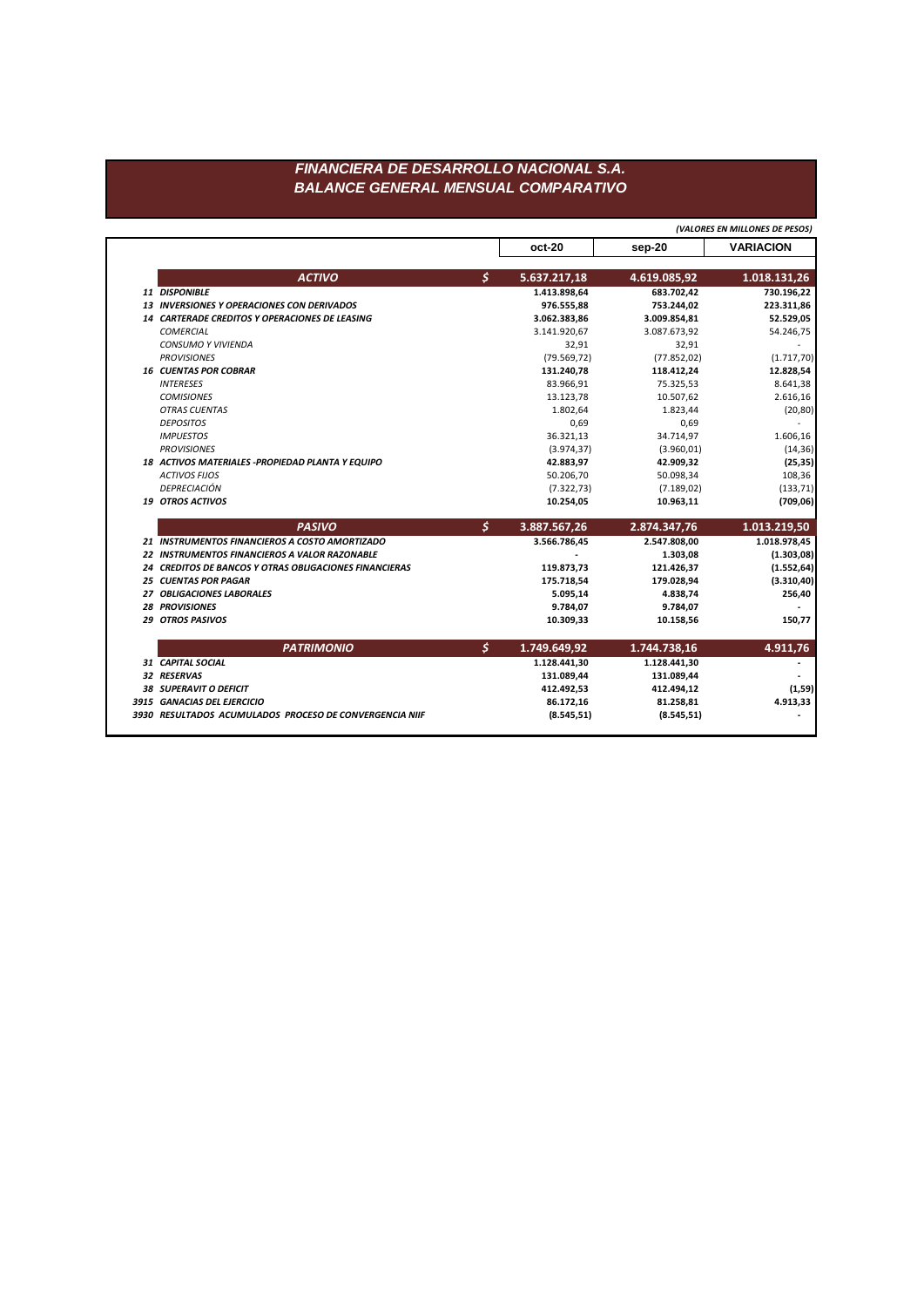# FINANCIERA DE DESARROLLO NACIONAL S.A.
## BALANCE GENERAL MENSUAL COMPARATIVO

*(VALORES EN MILLONES DE PESOS)*

| | | | oct-20 | sep-20 | VARIACION |
|---|---|---|---|---|---|
| | **ACTIVO** | **$** | **5.637.217,18** | **4.619.085,92** | **1.018.131,26** |
| 11 | **DISPONIBLE** | | **1.413.898,64** | **683.702,42** | **730.196,22** |
| 13 | **INVERSIONES Y OPERACIONES CON DERIVADOS** | | **976.555,88** | **753.244,02** | **223.311,86** |
| 14 | **CARTERADE CREDITOS Y OPERACIONES DE LEASING** | | **3.062.383,86** | **3.009.854,81** | **52.529,05** |
| | *COMERCIAL* | | 3.141.920,67 | 3.087.673,92 | 54.246,75 |
| | *CONSUMO Y VIVIENDA* | | 32,91 | 32,91 | - |
| | *PROVISIONES* | | (79.569,72) | (77.852,02) | (1.717,70) |
| 16 | **CUENTAS POR COBRAR** | | **131.240,78** | **118.412,24** | **12.828,54** |
| | *INTERESES* | | 83.966,91 | 75.325,53 | 8.641,38 |
| | *COMISIONES* | | 13.123,78 | 10.507,62 | 2.616,16 |
| | *OTRAS CUENTAS* | | 1.802,64 | 1.823,44 | (20,80) |
| | *DEPOSITOS* | | 0,69 | 0,69 | - |
| | *IMPUESTOS* | | 36.321,13 | 34.714,97 | 1.606,16 |
| | *PROVISIONES* | | (3.974,37) | (3.960,01) | (14,36) |
| 18 | **ACTIVOS MATERIALES -PROPIEDAD PLANTA Y EQUIPO** | | **42.883,97** | **42.909,32** | **(25,35)** |
| | *ACTIVOS FIJOS* | | 50.206,70 | 50.098,34 | 108,36 |
| | *DEPRECIACIÓN* | | (7.322,73) | (7.189,02) | (133,71) |
| 19 | **OTROS ACTIVOS** | | **10.254,05** | **10.963,11** | **(709,06)** |
| | **PASIVO** | **$** | **3.887.567,26** | **2.874.347,76** | **1.013.219,50** |
| 21 | **INSTRUMENTOS FINANCIEROS A COSTO AMORTIZADO** | | **3.566.786,45** | **2.547.808,00** | **1.018.978,45** |
| 22 | **INSTRUMENTOS FINANCIEROS A VALOR RAZONABLE** | | **-** | **1.303,08** | **(1.303,08)** |
| 24 | **CREDITOS DE BANCOS Y OTRAS OBLIGACIONES FINANCIERAS** | | **119.873,73** | **121.426,37** | **(1.552,64)** |
| 25 | **CUENTAS POR PAGAR** | | **175.718,54** | **179.028,94** | **(3.310,40)** |
| 27 | **OBLIGACIONES LABORALES** | | **5.095,14** | **4.838,74** | **256,40** |
| 28 | **PROVISIONES** | | **9.784,07** | **9.784,07** | **-** |
| 29 | **OTROS PASIVOS** | | **10.309,33** | **10.158,56** | **150,77** |
| | **PATRIMONIO** | **$** | **1.749.649,92** | **1.744.738,16** | **4.911,76** |
| 31 | **CAPITAL SOCIAL** | | **1.128.441,30** | **1.128.441,30** | **-** |
| 32 | **RESERVAS** | | **131.089,44** | **131.089,44** | **-** |
| 38 | **SUPERAVIT O DEFICIT** | | **412.492,53** | **412.494,12** | **(1,59)** |
| 3915 | **GANACIAS DEL EJERCICIO** | | **86.172,16** | **81.258,81** | **4.913,33** |
| 3930 | **RESULTADOS ACUMULADOS PROCESO DE CONVERGENCIA NIIF** | | **(8.545,51)** | **(8.545,51)** | **-** |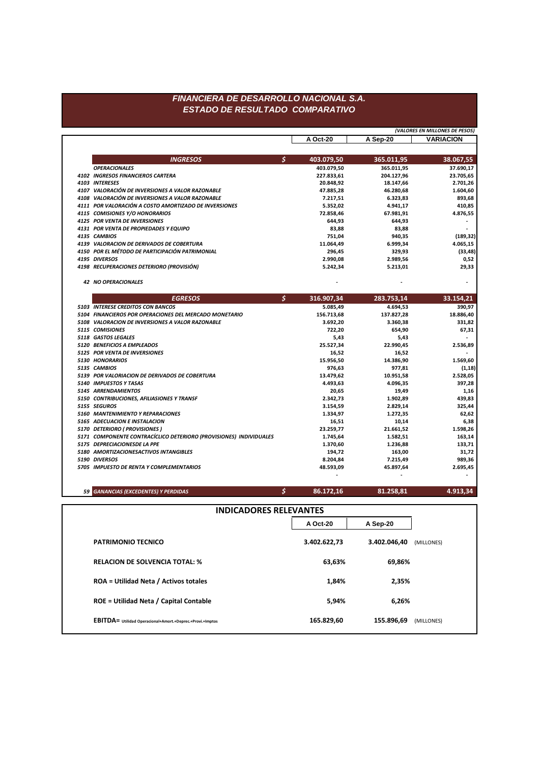# FINANCIERA DE DESARROLLO NACIONAL S.A.
## ESTADO DE RESULTADO COMPARATIVO

*(VALORES EN MILLONES DE PESOS)*

| | | A Oct-20 | A Sep-20 | VARIACION |
|---|---|---|---|---|
| **INGRESOS** | $ | **403.079,50** | **365.011,95** | **38.067,55** |
| | *OPERACIONALES* | 403.079,50 | 365.011,95 | 37.690,17 |
| 4102 | *INGRESOS FINANCIEROS CARTERA* | 227.833,61 | 204.127,96 | 23.705,65 |
| 4103 | *INTERESES* | 20.848,92 | 18.147,66 | 2.701,26 |
| 4107 | *VALORACIÓN DE INVERSIONES A VALOR RAZONABLE* | 47.885,28 | 46.280,68 | 1.604,60 |
| 4108 | *VALORACIÓN DE INVERSIONES A VALOR RAZONABLE* | 7.217,51 | 6.323,83 | 893,68 |
| 4111 | *POR VALORACIÓN A COSTO AMORTIZADO DE INVERSIONES* | 5.352,02 | 4.941,17 | 410,85 |
| 4115 | *COMISIONES Y/O HONORARIOS* | 72.858,46 | 67.981,91 | 4.876,55 |
| 4125 | *POR VENTA DE INVERSIONES* | 644,93 | 644,93 | - |
| 4131 | *POR VENTA DE PROPIEDADES Y EQUIPO* | 83,88 | 83,88 | - |
| 4135 | *CAMBIOS* | 751,04 | 940,35 | (189,32) |
| 4139 | *VALORACION DE DERIVADOS DE COBERTURA* | 11.064,49 | 6.999,34 | 4.065,15 |
| 4150 | *POR EL MÉTODO DE PARTICIPACIÓN PATRIMONIAL* | 296,45 | 329,93 | (33,48) |
| 4195 | *DIVERSOS* | 2.990,08 | 2.989,56 | 0,52 |
| 4198 | *RECUPERACIONES DETERIORO (PROVISIÓN)* | 5.242,34 | 5.213,01 | 29,33 |
| 42 | *NO OPERACIONALES* | - | - | - |
| **EGRESOS** | $ | **316.907,34** | **283.753,14** | **33.154,21** |
| 5103 | *INTERESE CREDITOS CON BANCOS* | 5.085,49 | 4.694,53 | 390,97 |
| 5104 | *FINANCIEROS POR OPERACIONES DEL MERCADO MONETARIO* | 156.713,68 | 137.827,28 | 18.886,40 |
| 5108 | *VALORACION DE INVERSIONES A VALOR RAZONABLE* | 3.692,20 | 3.360,38 | 331,82 |
| 5115 | *COMISIONES* | 722,20 | 654,90 | 67,31 |
| 5118 | *GASTOS LEGALES* | 5,43 | 5,43 | - |
| 5120 | *BENEFICIOS A EMPLEADOS* | 25.527,34 | 22.990,45 | 2.536,89 |
| 5125 | *POR VENTA DE INVERSIONES* | 16,52 | 16,52 | - |
| 5130 | *HONORARIOS* | 15.956,50 | 14.386,90 | 1.569,60 |
| 5135 | *CAMBIOS* | 976,63 | 977,81 | (1,18) |
| 5139 | *POR VALORIACION DE DERIVADOS DE COBERTURA* | 13.479,62 | 10.951,58 | 2.528,05 |
| 5140 | *IMPUESTOS Y TASAS* | 4.493,63 | 4.096,35 | 397,28 |
| 5145 | *ARRENDAMIENTOS* | 20,65 | 19,49 | 1,16 |
| 5150 | *CONTRIBUCIONES, AFILIASIONES Y TRANSF* | 2.342,73 | 1.902,89 | 439,83 |
| 5155 | *SEGUROS* | 3.154,59 | 2.829,14 | 325,44 |
| 5160 | *MANTENIMIENTO Y REPARACIONES* | 1.334,97 | 1.272,35 | 62,62 |
| 5165 | *ADECUACION E INSTALACION* | 16,51 | 10,14 | 6,38 |
| 5170 | *DETERIORO ( PROVISIONES )* | 23.259,77 | 21.661,52 | 1.598,26 |
| 5171 | *COMPONENTE CONTRACÍCLICO DETERIORO (PROVISIONES) INDIVIDUALES* | 1.745,64 | 1.582,51 | 163,14 |
| 5175 | *DEPRECIACIONESDE LA PPE* | 1.370,60 | 1.236,88 | 133,71 |
| 5180 | *AMORTIZACIONESACTIVOS INTANGIBLES* | 194,72 | 163,00 | 31,72 |
| 5190 | *DIVERSOS* | 8.204,84 | 7.215,49 | 989,36 |
| 5705 | *IMPUESTO DE RENTA Y COMPLEMENTARIOS* | 48.593,09 | 45.897,64 | 2.695,45 |
| | | - | - | - |
| 59 | ***GANANCIAS (EXCEDENTES) Y PERDIDAS*** $ | **86.172,16** | **81.258,81** | **4.913,34** |

## INDICADORES RELEVANTES

| | A Oct-20 | A Sep-20 | |
|---|---|---|---|
| **PATRIMONIO TECNICO** | **3.402.622,73** | **3.402.046,40** | (MILLONES) |
| **RELACION DE SOLVENCIA TOTAL: %** | **63,63%** | **69,86%** | |
| **ROA = Utilidad Neta / Activos totales** | **1,84%** | **2,35%** | |
| **ROE = Utilidad Neta / Capital Contable** | **5,94%** | **6,26%** | |
| **EBITDA=** Utilidad Operacional+Amort.+Deprec.+Provi.+Imptos | **165.829,60** | **155.896,69** | (MILLONES) |